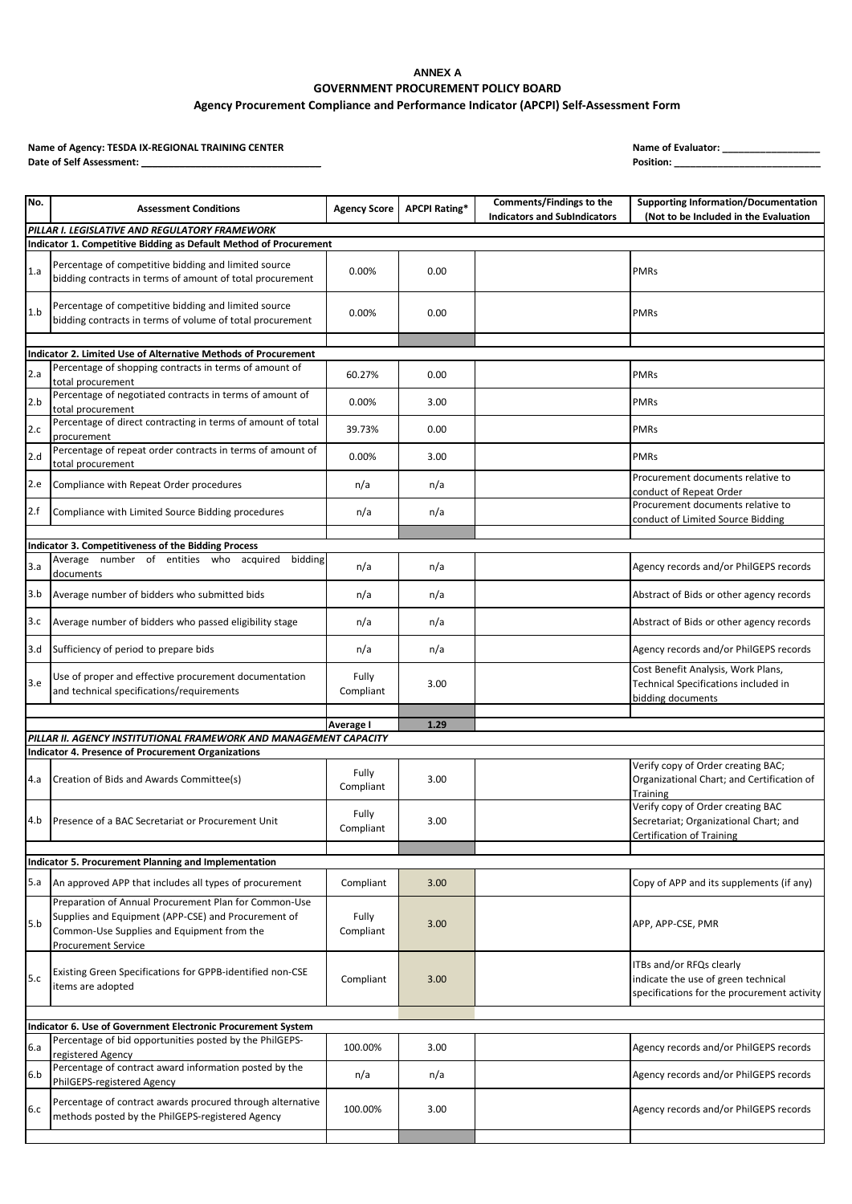**ANNEX A**

**GOVERNMENT PROCUREMENT POLICY BOARD**

**Agency Procurement Compliance and Performance Indicator (APCPI) Self-Assessment Form**

**Name of Agency: TESDA IX-REGIONAL TRAINING CENTER**
**Date of Self Assessment: ________________________________**

**Name of Evaluator: _________________**
**Position: __________________________**

| No. | Assessment Conditions | Agency Score | APCPI Rating* | Comments/Findings to the Indicators and SubIndicators | Supporting Information/Documentation (Not to be Included in the Evaluation |
|---|---|---|---|---|---|
| ***PILLAR I. LEGISLATIVE AND REGULATORY FRAMEWORK*** | | | | | |
| **Indicator 1. Competitive Bidding as Default Method of Procurement** | | | | | |
| 1.a | Percentage of competitive bidding and limited source bidding contracts in terms of amount of total procurement | 0.00% | 0.00 | | PMRs |
| 1.b | Percentage of competitive bidding and limited source bidding contracts in terms of volume of total procurement | 0.00% | 0.00 | | PMRs |
| | | | | | |
| **Indicator 2. Limited Use of Alternative Methods of Procurement** | | | | | |
| 2.a | Percentage of shopping contracts in terms of amount of total procurement | 60.27% | 0.00 | | PMRs |
| 2.b | Percentage of negotiated contracts in terms of amount of total procurement | 0.00% | 3.00 | | PMRs |
| 2.c | Percentage of direct contracting in terms of amount of total procurement | 39.73% | 0.00 | | PMRs |
| 2.d | Percentage of repeat order contracts in terms of amount of total procurement | 0.00% | 3.00 | | PMRs |
| 2.e | Compliance with Repeat Order procedures | n/a | n/a | | Procurement documents relative to conduct of Repeat Order |
| 2.f | Compliance with Limited Source Bidding procedures | n/a | n/a | | Procurement documents relative to conduct of Limited Source Bidding |
| | | | | | |
| **Indicator 3. Competitiveness of the Bidding Process** | | | | | |
| 3.a | Average number of entities who acquired bidding documents | n/a | n/a | | Agency records and/or PhilGEPS records |
| 3.b | Average number of bidders who submitted bids | n/a | n/a | | Abstract of Bids or other agency records |
| 3.c | Average number of bidders who passed eligibility stage | n/a | n/a | | Abstract of Bids or other agency records |
| 3.d | Sufficiency of period to prepare bids | n/a | n/a | | Agency records and/or PhilGEPS records |
| 3.e | Use of proper and effective procurement documentation and technical specifications/requirements | Fully Compliant | 3.00 | | Cost Benefit Analysis, Work Plans, Technical Specifications included in bidding documents |
| | | | | | |
| | | **Average I** | **1.29** | | |
| ***PILLAR II. AGENCY INSTITUTIONAL FRAMEWORK AND MANAGEMENT CAPACITY*** | | | | | |
| **Indicator 4. Presence of Procurement Organizations** | | | | | |
| 4.a | Creation of Bids and Awards Committee(s) | Fully Compliant | 3.00 | | Verify copy of Order creating BAC; Organizational Chart; and Certification of Training |
| 4.b | Presence of a BAC Secretariat or Procurement Unit | Fully Compliant | 3.00 | | Verify copy of Order creating BAC Secretariat; Organizational Chart; and Certification of Training |
| | | | | | |
| **Indicator 5. Procurement Planning and Implementation** | | | | | |
| 5.a | An approved APP that includes all types of procurement | Compliant | 3.00 | | Copy of APP and its supplements (if any) |
| 5.b | Preparation of Annual Procurement Plan for Common-Use Supplies and Equipment (APP-CSE) and Procurement of Common-Use Supplies and Equipment from the Procurement Service | Fully Compliant | 3.00 | | APP, APP-CSE, PMR |
| 5.c | Existing Green Specifications for GPPB-identified non-CSE items are adopted | Compliant | 3.00 | | ITBs and/or RFQs clearly indicate the use of green technical specifications for the procurement activity |
| | | | | | |
| **Indicator 6. Use of Government Electronic Procurement System** | | | | | |
| 6.a | Percentage of bid opportunities posted by the PhilGEPS-registered Agency | 100.00% | 3.00 | | Agency records and/or PhilGEPS records |
| 6.b | Percentage of contract award information posted by the PhilGEPS-registered Agency | n/a | n/a | | Agency records and/or PhilGEPS records |
| 6.c | Percentage of contract awards procured through alternative methods posted by the PhilGEPS-registered Agency | 100.00% | 3.00 | | Agency records and/or PhilGEPS records |
| | | | | | |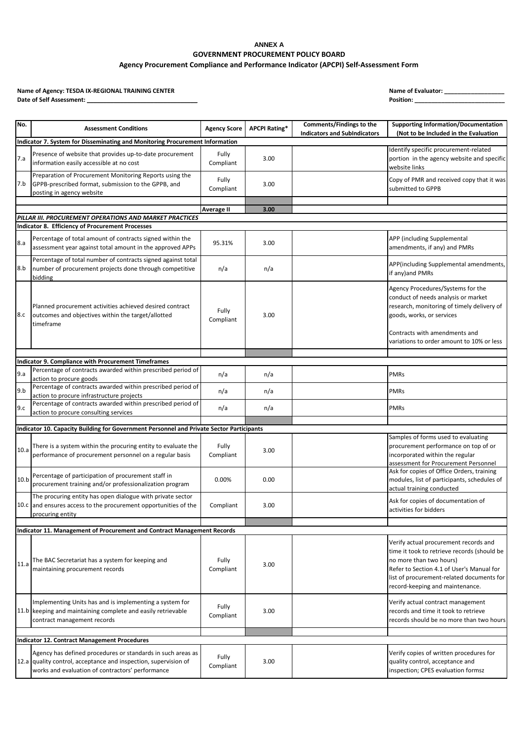**ANNEX A**

**GOVERNMENT PROCUREMENT POLICY BOARD**

**Agency Procurement Compliance and Performance Indicator (APCPI) Self-Assessment Form**

**Name of Agency: TESDA IX-REGIONAL TRAINING CENTER**
**Date of Self Assessment: ________________________________**

**Name of Evaluator: __________________**
**Position: ___________________________**

| No. | Assessment Conditions | Agency Score | APCPI Rating* | Comments/Findings to the Indicators and SubIndicators | Supporting Information/Documentation (Not to be Included in the Evaluation |
|---|---|---|---|---|---|
| **Indicator 7. System for Disseminating and Monitoring Procurement Information** | | | | | |
| 7.a | Presence of website that provides up-to-date procurement information easily accessible at no cost | Fully Compliant | 3.00 | | Identify specific procurement-related portion in the agency website and specific website links |
| 7.b | Preparation of Procurement Monitoring Reports using the GPPB-prescribed format, submission to the GPPB, and posting in agency website | Fully Compliant | 3.00 | | Copy of PMR and received copy that it was submitted to GPPB |
| | | | | | |
| | | **Average II** | **3.00** | | |
| ***PILLAR III. PROCUREMENT OPERATIONS AND MARKET PRACTICES*** | | | | | |
| **Indicator 8. Efficiency of Procurement Processes** | | | | | |
| 8.a | Percentage of total amount of contracts signed within the assessment year against total amount in the approved APPs | 95.31% | 3.00 | | APP (including Supplemental amendments, if any) and PMRs |
| 8.b | Percentage of total number of contracts signed against total number of procurement projects done through competitive bidding | n/a | n/a | | APP(including Supplemental amendments, if any)and PMRs |
| 8.c | Planned procurement activities achieved desired contract outcomes and objectives within the target/allotted timeframe | Fully Compliant | 3.00 | | Agency Procedures/Systems for the conduct of needs analysis or market research, monitoring of timely delivery of goods, works, or services<br><br>Contracts with amendments and variations to order amount to 10% or less |
| | | | | | |
| **Indicator 9. Compliance with Procurement Timeframes** | | | | | |
| 9.a | Percentage of contracts awarded within prescribed period of action to procure goods | n/a | n/a | | PMRs |
| 9.b | Percentage of contracts awarded within prescribed period of action to procure infrastructure projects | n/a | n/a | | PMRs |
| 9.c | Percentage of contracts awarded within prescribed period of action to procure consulting services | n/a | n/a | | PMRs |
| | | | | | |
| **Indicator 10. Capacity Building for Government Personnel and Private Sector Participants** | | | | | |
| 10.a | There is a system within the procuring entity to evaluate the performance of procurement personnel on a regular basis | Fully Compliant | 3.00 | | Samples of forms used to evaluating procurement performance on top of or incorporated within the regular assessment for Procurement Personnel |
| 10.b | Percentage of participation of procurement staff in procurement training and/or professionalization program | 0.00% | 0.00 | | Ask for copies of Office Orders, training modules, list of participants, schedules of actual training conducted |
| 10.c | The procuring entity has open dialogue with private sector and ensures access to the procurement opportunities of the procuring entity | Compliant | 3.00 | | Ask for copies of documentation of activities for bidders |
| | | | | | |
| **Indicator 11. Management of Procurement and Contract Management Records** | | | | | |
| 11.a | The BAC Secretariat has a system for keeping and maintaining procurement records | Fully Compliant | 3.00 | | Verify actual procurement records and time it took to retrieve records (should be no more than two hours)<br>Refer to Section 4.1 of User's Manual for list of procurement-related documents for record-keeping and maintenance. |
| 11.b | Implementing Units has and is implementing a system for keeping and maintaining complete and easily retrievable contract management records | Fully Compliant | 3.00 | | Verify actual contract management records and time it took to retrieve records should be no more than two hours |
| | | | | | |
| **Indicator 12. Contract Management Procedures** | | | | | |
| 12.a | Agency has defined procedures or standards in such areas as quality control, acceptance and inspection, supervision of works and evaluation of contractors' performance | Fully Compliant | 3.00 | | Verify copies of written procedures for quality control, acceptance and inspection; CPES evaluation formsz |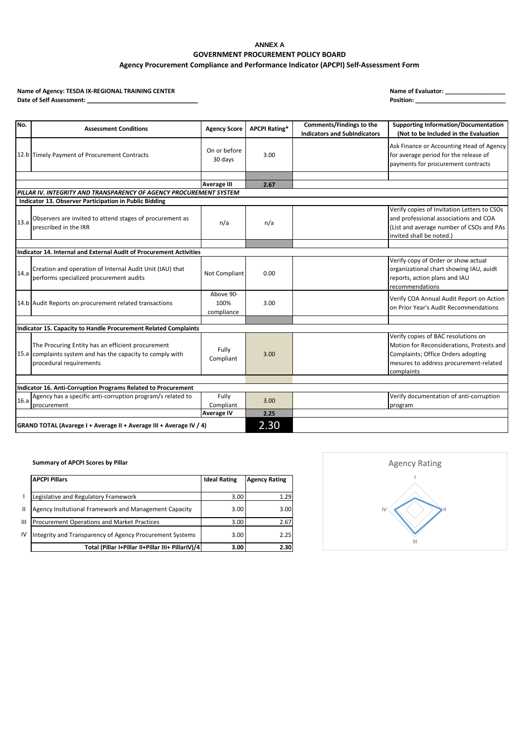**ANNEX A**

**GOVERNMENT PROCUREMENT POLICY BOARD**

**Agency Procurement Compliance and Performance Indicator (APCPI) Self-Assessment Form**

**Name of Agency: TESDA IX-REGIONAL TRAINING CENTER**
**Date of Self Assessment: ________________________________**

**Name of Evaluator: _________________**
**Position: ___________________________**

| No. | Assessment Conditions | Agency Score | APCPI Rating* | Comments/Findings to the Indicators and SubIndicators | Supporting Information/Documentation (Not to be Included in the Evaluation |
|---|---|---|---|---|---|
| 12.b | Timely Payment of Procurement Contracts | On or before 30 days | 3.00 | | Ask Finance or Accounting Head of Agency for average period for the release of payments for procurement contracts |
| | | | | | |
| | | **Average III** | **2.67** | | |
| ***PILLAR IV. INTEGRITY AND TRANSPARENCY OF AGENCY PROCUREMENT SYSTEM*** | | | | | |
| **Indicator 13. Observer Participation in Public Bidding** | | | | | |
| 13.a | Observers are invited to attend stages of procurement as prescribed in the IRR | n/a | n/a | | Verify copies of Invitation Letters to CSOs and professional associations and COA (List and average number of CSOs and PAs invited shall be noted.) |
| | | | | | |
| **Indicator 14. Internal and External Audit of Procurement Activities** | | | | | |
| 14.a | Creation and operation of Internal Audit Unit (IAU) that performs specialized procurement audits | Not Compliant | 0.00 | | Verify copy of Order or show actual organizational chart showing IAU, auidt reports, action plans and IAU recommendations |
| 14.b | Audit Reports on procurement related transactions | Above 90-100% compliance | 3.00 | | Verify COA Annual Audit Report on Action on Prior Year's Audit Recommendations |
| | | | | | |
| **Indicator 15. Capacity to Handle Procurement Related Complaints** | | | | | |
| 15.a | The Procuring Entity has an efficient procurement complaints system and has the capacity to comply with procedural requirements | Fully Compliant | 3.00 | | Verify copies of BAC resolutions on Motion for Reconsiderations, Protests and Complaints; Office Orders adopting mesures to address procurement-related complaints |
| | | | | | |
| **Indicator 16. Anti-Corruption Programs Related to Procurement** | | | | | |
| 16.a | Agency has a specific anti-corruption program/s related to procurement | Fully Compliant | 3.00 | | Verify documentation of anti-corruption program |
| | | **Average IV** | **2.25** | | |
| **GRAND TOTAL (Avarege I + Average II + Average III + Average IV / 4)** | | | 2.30 | | |

**Summary of APCPI Scores by Pillar**

| | APCPI Pillars | Ideal Rating | Agency Rating |
|---|---|---|---|
| I | Legislative and Regulatory Framework | 3.00 | 1.29 |
| II | Agency Insitutional Framework and Management Capacity | 3.00 | 3.00 |
| III | Procurement Operations and Market Practices | 3.00 | 2.67 |
| IV | Integrity and Transparency of Agency Procurement Systems | 3.00 | 2.25 |
| | **Total (Pillar I+Pillar II+Pillar III+ PillarIV)/4** | **3.00** | **2.30** |

Agency Rating

I

II

III

IV